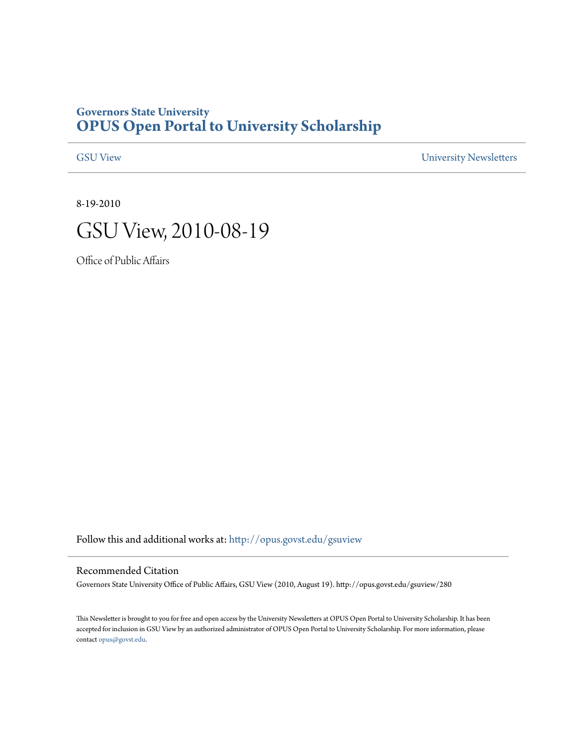**Governors State University**
# OPUS Open Portal to University Scholarship

GSU View | University Newsletters

8-19-2010

# GSU View, 2010-08-19

Office of Public Affairs

Follow this and additional works at: http://opus.govst.edu/gsuview

## Recommended Citation

Governors State University Office of Public Affairs, GSU View (2010, August 19). http://opus.govst.edu/gsuview/280

This Newsletter is brought to you for free and open access by the University Newsletters at OPUS Open Portal to University Scholarship. It has been accepted for inclusion in GSU View by an authorized administrator of OPUS Open Portal to University Scholarship. For more information, please contact opus@govst.edu.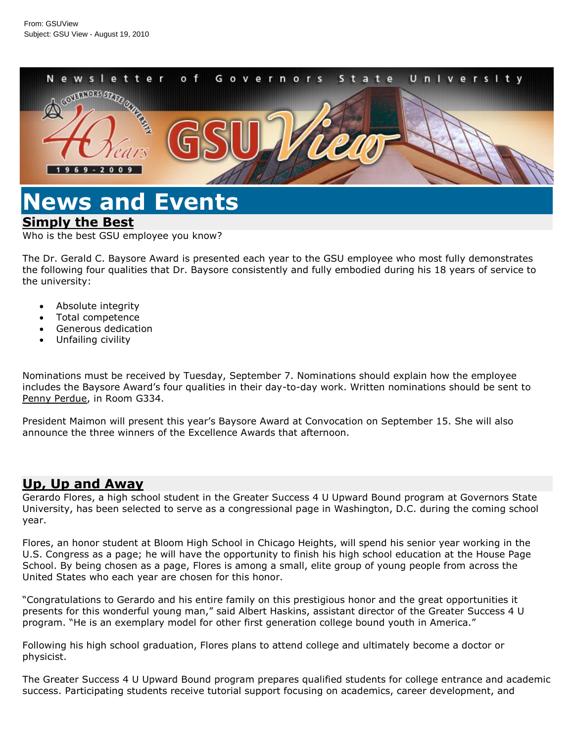From: GSUView
Subject: GSU View - August 19, 2010

# News and Events

## Simply the Best

Who is the best GSU employee you know?

The Dr. Gerald C. Baysore Award is presented each year to the GSU employee who most fully demonstrates the following four qualities that Dr. Baysore consistently and fully embodied during his 18 years of service to the university:

- Absolute integrity
- Total competence
- Generous dedication
- Unfailing civility

Nominations must be received by Tuesday, September 7. Nominations should explain how the employee includes the Baysore Award's four qualities in their day-to-day work. Written nominations should be sent to Penny Perdue, in Room G334.

President Maimon will present this year's Baysore Award at Convocation on September 15. She will also announce the three winners of the Excellence Awards that afternoon.

## Up, Up and Away

Gerardo Flores, a high school student in the Greater Success 4 U Upward Bound program at Governors State University, has been selected to serve as a congressional page in Washington, D.C. during the coming school year.

Flores, an honor student at Bloom High School in Chicago Heights, will spend his senior year working in the U.S. Congress as a page; he will have the opportunity to finish his high school education at the House Page School. By being chosen as a page, Flores is among a small, elite group of young people from across the United States who each year are chosen for this honor.

"Congratulations to Gerardo and his entire family on this prestigious honor and the great opportunities it presents for this wonderful young man," said Albert Haskins, assistant director of the Greater Success 4 U program. "He is an exemplary model for other first generation college bound youth in America."

Following his high school graduation, Flores plans to attend college and ultimately become a doctor or physicist.

The Greater Success 4 U Upward Bound program prepares qualified students for college entrance and academic success. Participating students receive tutorial support focusing on academics, career development, and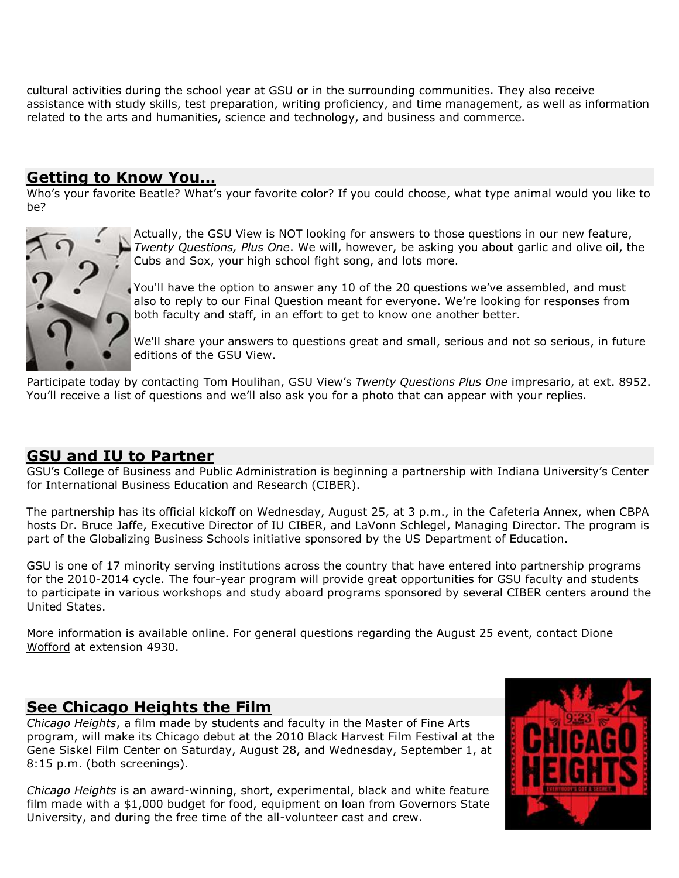cultural activities during the school year at GSU or in the surrounding communities. They also receive assistance with study skills, test preparation, writing proficiency, and time management, as well as information related to the arts and humanities, science and technology, and business and commerce.

## Getting to Know You…

Who's your favorite Beatle? What's your favorite color? If you could choose, what type animal would you like to be?

Actually, the GSU View is NOT looking for answers to those questions in our new feature, *Twenty Questions, Plus One*. We will, however, be asking you about garlic and olive oil, the Cubs and Sox, your high school fight song, and lots more.

You'll have the option to answer any 10 of the 20 questions we've assembled, and must also to reply to our Final Question meant for everyone. We're looking for responses from both faculty and staff, in an effort to get to know one another better.

We'll share your answers to questions great and small, serious and not so serious, in future editions of the GSU View.

Participate today by contacting Tom Houlihan, GSU View's *Twenty Questions Plus One* impresario, at ext. 8952. You'll receive a list of questions and we'll also ask you for a photo that can appear with your replies.

## GSU and IU to Partner

GSU's College of Business and Public Administration is beginning a partnership with Indiana University's Center for International Business Education and Research (CIBER).

The partnership has its official kickoff on Wednesday, August 25, at 3 p.m., in the Cafeteria Annex, when CBPA hosts Dr. Bruce Jaffe, Executive Director of IU CIBER, and LaVonn Schlegel, Managing Director. The program is part of the Globalizing Business Schools initiative sponsored by the US Department of Education.

GSU is one of 17 minority serving institutions across the country that have entered into partnership programs for the 2010-2014 cycle. The four-year program will provide great opportunities for GSU faculty and students to participate in various workshops and study aboard programs sponsored by several CIBER centers around the United States.

More information is available online. For general questions regarding the August 25 event, contact Dione Wofford at extension 4930.

## See Chicago Heights the Film

*Chicago Heights*, a film made by students and faculty in the Master of Fine Arts program, will make its Chicago debut at the 2010 Black Harvest Film Festival at the Gene Siskel Film Center on Saturday, August 28, and Wednesday, September 1, at 8:15 p.m. (both screenings).

*Chicago Heights* is an award-winning, short, experimental, black and white feature film made with a $1,000 budget for food, equipment on loan from Governors State University, and during the free time of the all-volunteer cast and crew.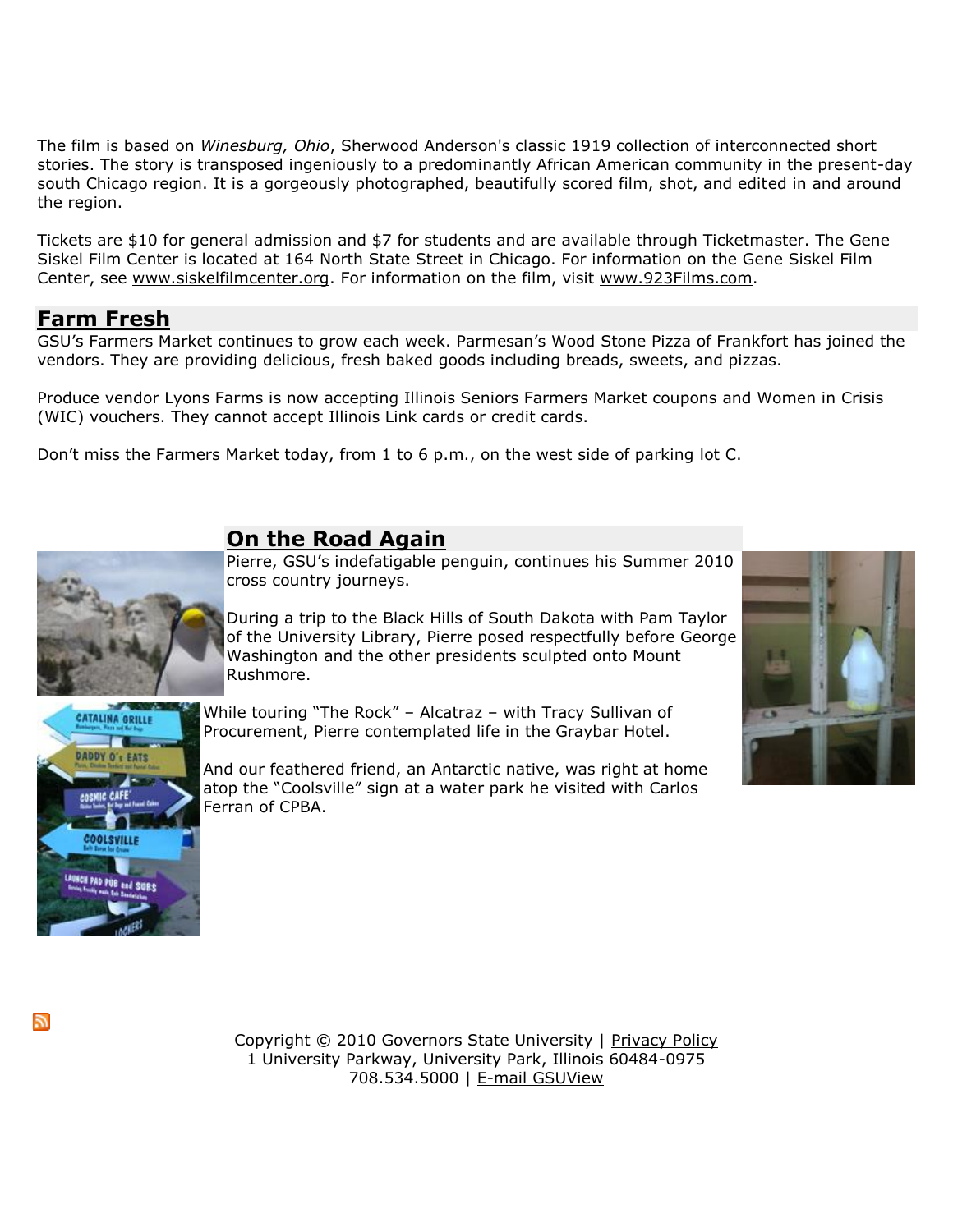The film is based on *Winesburg, Ohio*, Sherwood Anderson's classic 1919 collection of interconnected short stories. The story is transposed ingeniously to a predominantly African American community in the present-day south Chicago region. It is a gorgeously photographed, beautifully scored film, shot, and edited in and around the region.

Tickets are $10 for general admission and $7 for students and are available through Ticketmaster. The Gene Siskel Film Center is located at 164 North State Street in Chicago. For information on the Gene Siskel Film Center, see www.siskelfilmcenter.org. For information on the film, visit www.923Films.com.

## Farm Fresh

GSU's Farmers Market continues to grow each week. Parmesan's Wood Stone Pizza of Frankfort has joined the vendors. They are providing delicious, fresh baked goods including breads, sweets, and pizzas.

Produce vendor Lyons Farms is now accepting Illinois Seniors Farmers Market coupons and Women in Crisis (WIC) vouchers. They cannot accept Illinois Link cards or credit cards.

Don't miss the Farmers Market today, from 1 to 6 p.m., on the west side of parking lot C.

## On the Road Again

Pierre, GSU's indefatigable penguin, continues his Summer 2010 cross country journeys.

During a trip to the Black Hills of South Dakota with Pam Taylor of the University Library, Pierre posed respectfully before George Washington and the other presidents sculpted onto Mount Rushmore.

While touring "The Rock" – Alcatraz – with Tracy Sullivan of Procurement, Pierre contemplated life in the Graybar Hotel.

And our feathered friend, an Antarctic native, was right at home atop the "Coolsville" sign at a water park he visited with Carlos Ferran of CPBA.

Copyright © 2010 Governors State University | Privacy Policy
1 University Parkway, University Park, Illinois 60484-0975
708.534.5000 | E-mail GSUView